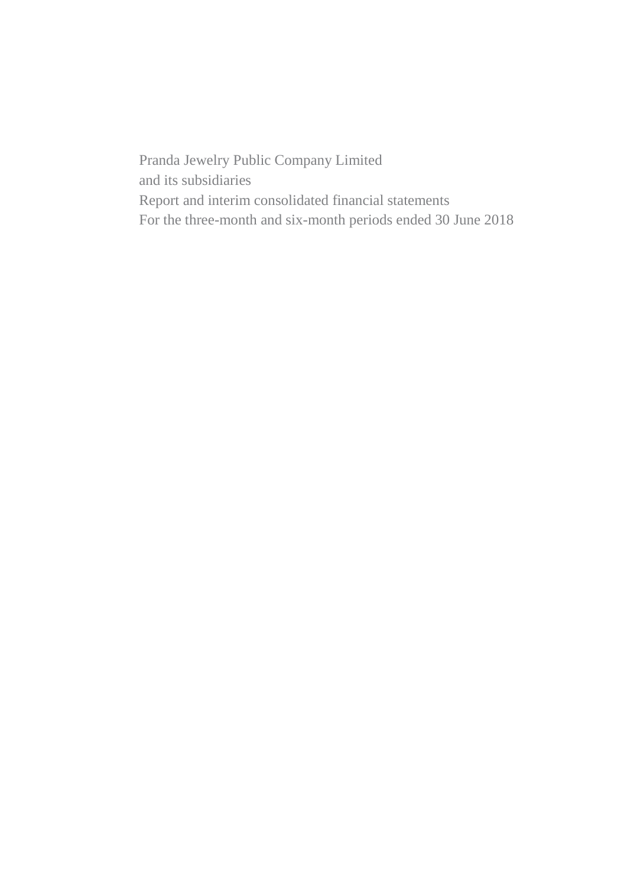Pranda Jewelry Public Company Limited
and its subsidiaries
Report and interim consolidated financial statements
For the three-month and six-month periods ended 30 June 2018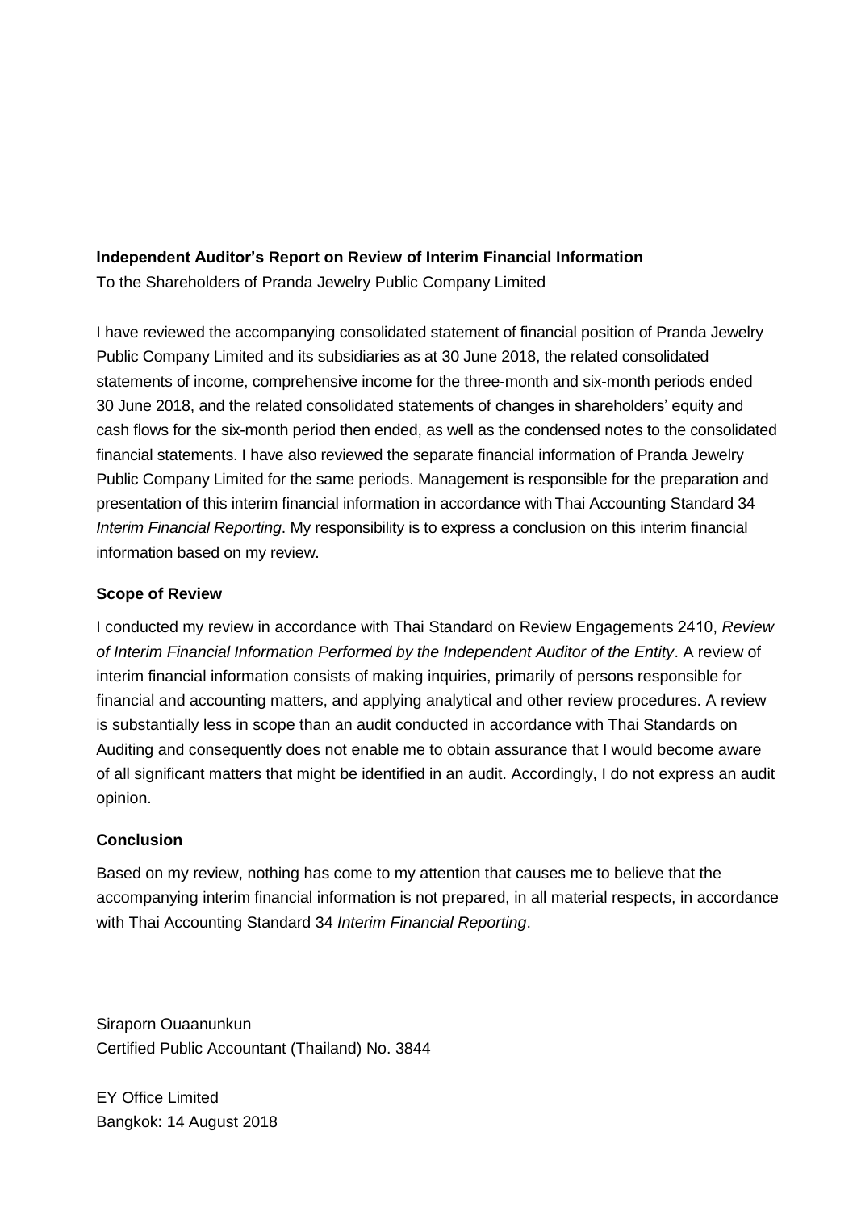**Independent Auditor's Report on Review of Interim Financial Information**

To the Shareholders of Pranda Jewelry Public Company Limited

I have reviewed the accompanying consolidated statement of financial position of Pranda Jewelry Public Company Limited and its subsidiaries as at 30 June 2018, the related consolidated statements of income, comprehensive income for the three-month and six-month periods ended 30 June 2018, and the related consolidated statements of changes in shareholders' equity and cash flows for the six-month period then ended, as well as the condensed notes to the consolidated financial statements. I have also reviewed the separate financial information of Pranda Jewelry Public Company Limited for the same periods. Management is responsible for the preparation and presentation of this interim financial information in accordance with Thai Accounting Standard 34 *Interim Financial Reporting*. My responsibility is to express a conclusion on this interim financial information based on my review.

**Scope of Review**

I conducted my review in accordance with Thai Standard on Review Engagements 2410, *Review of Interim Financial Information Performed by the Independent Auditor of the Entity*. A review of interim financial information consists of making inquiries, primarily of persons responsible for financial and accounting matters, and applying analytical and other review procedures. A review is substantially less in scope than an audit conducted in accordance with Thai Standards on Auditing and consequently does not enable me to obtain assurance that I would become aware of all significant matters that might be identified in an audit. Accordingly, I do not express an audit opinion.

**Conclusion**

Based on my review, nothing has come to my attention that causes me to believe that the accompanying interim financial information is not prepared, in all material respects, in accordance with Thai Accounting Standard 34 *Interim Financial Reporting*.

Siraporn Ouaanunkun
Certified Public Accountant (Thailand) No. 3844

EY Office Limited
Bangkok: 14 August 2018